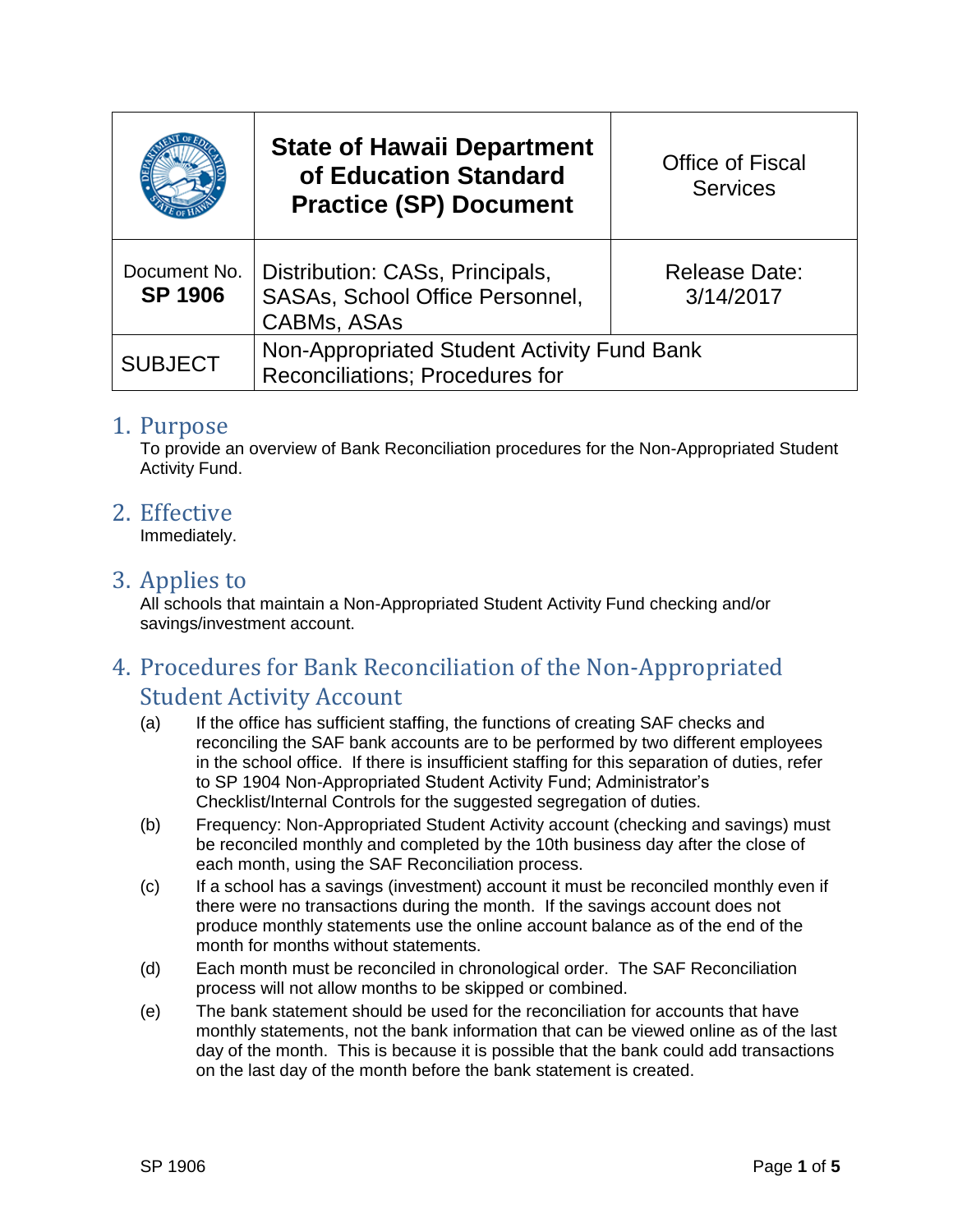| | State of Hawaii Department of Education Standard Practice (SP) Document | Office of Fiscal Services |
|---|---|---|
| Document No. **SP 1906** | Distribution: CASs, Principals, SASAs, School Office Personnel, CABMs, ASAs | Release Date: 3/14/2017 |
| SUBJECT | Non-Appropriated Student Activity Fund Bank Reconciliations; Procedures for | |

## 1. Purpose

To provide an overview of Bank Reconciliation procedures for the Non-Appropriated Student Activity Fund.

## 2. Effective

Immediately.

## 3. Applies to

All schools that maintain a Non-Appropriated Student Activity Fund checking and/or savings/investment account.

## 4. Procedures for Bank Reconciliation of the Non-Appropriated Student Activity Account

(a) If the office has sufficient staffing, the functions of creating SAF checks and reconciling the SAF bank accounts are to be performed by two different employees in the school office. If there is insufficient staffing for this separation of duties, refer to SP 1904 Non-Appropriated Student Activity Fund; Administrator's Checklist/Internal Controls for the suggested segregation of duties.

(b) Frequency: Non-Appropriated Student Activity account (checking and savings) must be reconciled monthly and completed by the 10th business day after the close of each month, using the SAF Reconciliation process.

(c) If a school has a savings (investment) account it must be reconciled monthly even if there were no transactions during the month. If the savings account does not produce monthly statements use the online account balance as of the end of the month for months without statements.

(d) Each month must be reconciled in chronological order. The SAF Reconciliation process will not allow months to be skipped or combined.

(e) The bank statement should be used for the reconciliation for accounts that have monthly statements, not the bank information that can be viewed online as of the last day of the month. This is because it is possible that the bank could add transactions on the last day of the month before the bank statement is created.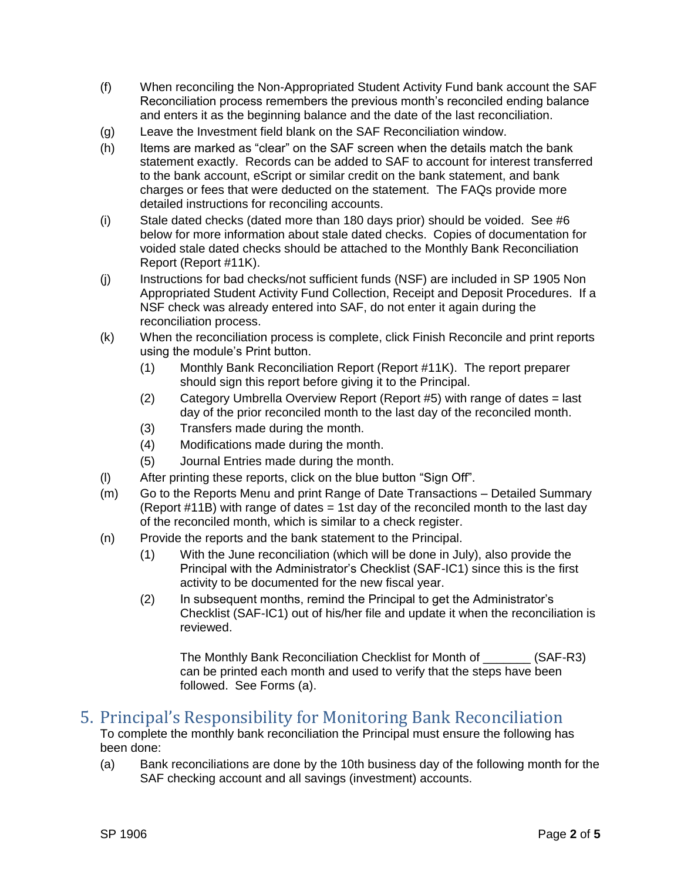(f) When reconciling the Non-Appropriated Student Activity Fund bank account the SAF Reconciliation process remembers the previous month's reconciled ending balance and enters it as the beginning balance and the date of the last reconciliation.

(g) Leave the Investment field blank on the SAF Reconciliation window.

(h) Items are marked as "clear" on the SAF screen when the details match the bank statement exactly. Records can be added to SAF to account for interest transferred to the bank account, eScript or similar credit on the bank statement, and bank charges or fees that were deducted on the statement. The FAQs provide more detailed instructions for reconciling accounts.

(i) Stale dated checks (dated more than 180 days prior) should be voided. See #6 below for more information about stale dated checks. Copies of documentation for voided stale dated checks should be attached to the Monthly Bank Reconciliation Report (Report #11K).

(j) Instructions for bad checks/not sufficient funds (NSF) are included in SP 1905 Non Appropriated Student Activity Fund Collection, Receipt and Deposit Procedures. If a NSF check was already entered into SAF, do not enter it again during the reconciliation process.

(k) When the reconciliation process is complete, click Finish Reconcile and print reports using the module's Print button.

   (1) Monthly Bank Reconciliation Report (Report #11K). The report preparer should sign this report before giving it to the Principal.

   (2) Category Umbrella Overview Report (Report #5) with range of dates = last day of the prior reconciled month to the last day of the reconciled month.

   (3) Transfers made during the month.

   (4) Modifications made during the month.

   (5) Journal Entries made during the month.

(l) After printing these reports, click on the blue button "Sign Off".

(m) Go to the Reports Menu and print Range of Date Transactions – Detailed Summary (Report #11B) with range of dates = 1st day of the reconciled month to the last day of the reconciled month, which is similar to a check register.

(n) Provide the reports and the bank statement to the Principal.

   (1) With the June reconciliation (which will be done in July), also provide the Principal with the Administrator's Checklist (SAF-IC1) since this is the first activity to be documented for the new fiscal year.

   (2) In subsequent months, remind the Principal to get the Administrator's Checklist (SAF-IC1) out of his/her file and update it when the reconciliation is reviewed.

   The Monthly Bank Reconciliation Checklist for Month of _______ (SAF-R3) can be printed each month and used to verify that the steps have been followed. See Forms (a).

## 5. Principal's Responsibility for Monitoring Bank Reconciliation

To complete the monthly bank reconciliation the Principal must ensure the following has been done:

(a) Bank reconciliations are done by the 10th business day of the following month for the SAF checking account and all savings (investment) accounts.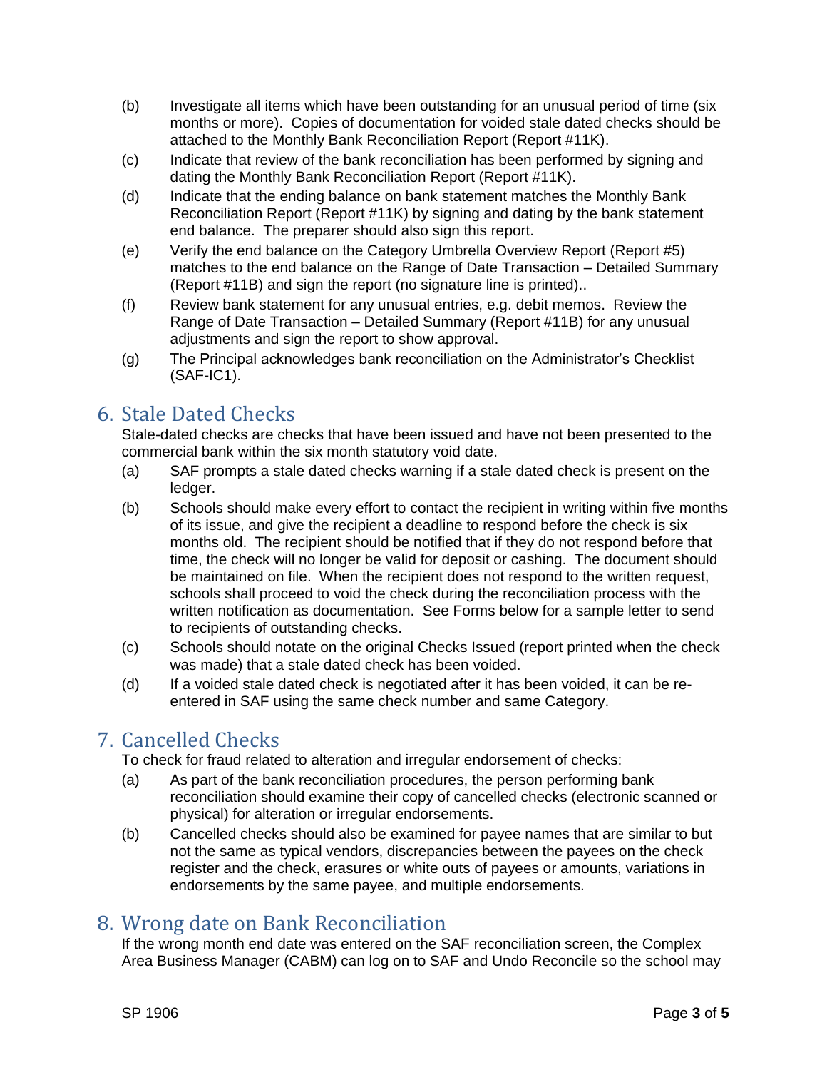(b) Investigate all items which have been outstanding for an unusual period of time (six months or more). Copies of documentation for voided stale dated checks should be attached to the Monthly Bank Reconciliation Report (Report #11K).

(c) Indicate that review of the bank reconciliation has been performed by signing and dating the Monthly Bank Reconciliation Report (Report #11K).

(d) Indicate that the ending balance on bank statement matches the Monthly Bank Reconciliation Report (Report #11K) by signing and dating by the bank statement end balance. The preparer should also sign this report.

(e) Verify the end balance on the Category Umbrella Overview Report (Report #5) matches to the end balance on the Range of Date Transaction – Detailed Summary (Report #11B) and sign the report (no signature line is printed)..

(f) Review bank statement for any unusual entries, e.g. debit memos. Review the Range of Date Transaction – Detailed Summary (Report #11B) for any unusual adjustments and sign the report to show approval.

(g) The Principal acknowledges bank reconciliation on the Administrator's Checklist (SAF-IC1).

## 6. Stale Dated Checks

Stale-dated checks are checks that have been issued and have not been presented to the commercial bank within the six month statutory void date.

(a) SAF prompts a stale dated checks warning if a stale dated check is present on the ledger.

(b) Schools should make every effort to contact the recipient in writing within five months of its issue, and give the recipient a deadline to respond before the check is six months old. The recipient should be notified that if they do not respond before that time, the check will no longer be valid for deposit or cashing. The document should be maintained on file. When the recipient does not respond to the written request, schools shall proceed to void the check during the reconciliation process with the written notification as documentation. See Forms below for a sample letter to send to recipients of outstanding checks.

(c) Schools should notate on the original Checks Issued (report printed when the check was made) that a stale dated check has been voided.

(d) If a voided stale dated check is negotiated after it has been voided, it can be re-entered in SAF using the same check number and same Category.

## 7. Cancelled Checks

To check for fraud related to alteration and irregular endorsement of checks:

(a) As part of the bank reconciliation procedures, the person performing bank reconciliation should examine their copy of cancelled checks (electronic scanned or physical) for alteration or irregular endorsements.

(b) Cancelled checks should also be examined for payee names that are similar to but not the same as typical vendors, discrepancies between the payees on the check register and the check, erasures or white outs of payees or amounts, variations in endorsements by the same payee, and multiple endorsements.

## 8. Wrong date on Bank Reconciliation

If the wrong month end date was entered on the SAF reconciliation screen, the Complex Area Business Manager (CABM) can log on to SAF and Undo Reconcile so the school may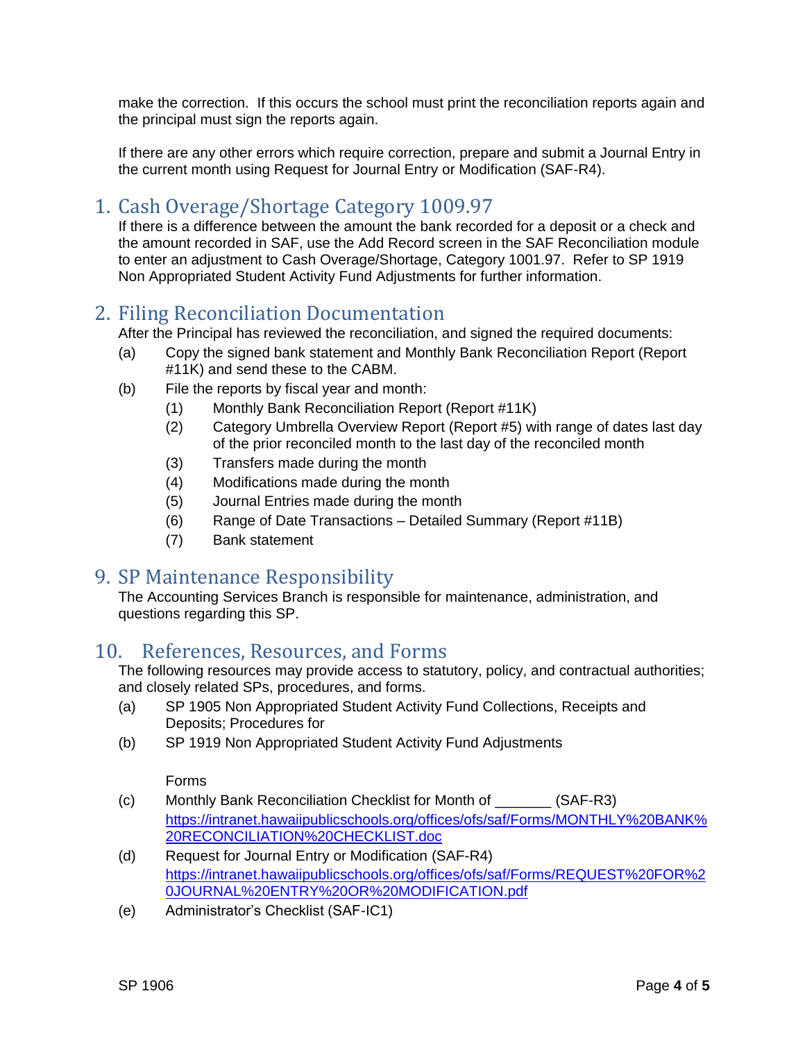make the correction. If this occurs the school must print the reconciliation reports again and the principal must sign the reports again.

If there are any other errors which require correction, prepare and submit a Journal Entry in the current month using Request for Journal Entry or Modification (SAF-R4).

## 1. Cash Overage/Shortage Category 1009.97

If there is a difference between the amount the bank recorded for a deposit or a check and the amount recorded in SAF, use the Add Record screen in the SAF Reconciliation module to enter an adjustment to Cash Overage/Shortage, Category 1001.97. Refer to SP 1919 Non Appropriated Student Activity Fund Adjustments for further information.

## 2. Filing Reconciliation Documentation

After the Principal has reviewed the reconciliation, and signed the required documents:

(a) Copy the signed bank statement and Monthly Bank Reconciliation Report (Report #11K) and send these to the CABM.

(b) File the reports by fiscal year and month:

- (1) Monthly Bank Reconciliation Report (Report #11K)
- (2) Category Umbrella Overview Report (Report #5) with range of dates last day of the prior reconciled month to the last day of the reconciled month
- (3) Transfers made during the month
- (4) Modifications made during the month
- (5) Journal Entries made during the month
- (6) Range of Date Transactions – Detailed Summary (Report #11B)
- (7) Bank statement

## 9. SP Maintenance Responsibility

The Accounting Services Branch is responsible for maintenance, administration, and questions regarding this SP.

## 10. References, Resources, and Forms

The following resources may provide access to statutory, policy, and contractual authorities; and closely related SPs, procedures, and forms.

(a) SP 1905 Non Appropriated Student Activity Fund Collections, Receipts and Deposits; Procedures for

(b) SP 1919 Non Appropriated Student Activity Fund Adjustments

Forms

(c) Monthly Bank Reconciliation Checklist for Month of _______ (SAF-R3)
https://intranet.hawaiipublicschools.org/offices/ofs/saf/Forms/MONTHLY%20BANK%20RECONCILIATION%20CHECKLIST.doc

(d) Request for Journal Entry or Modification (SAF-R4)
https://intranet.hawaiipublicschools.org/offices/ofs/saf/Forms/REQUEST%20FOR%20JOURNAL%20ENTRY%20OR%20MODIFICATION.pdf

(e) Administrator's Checklist (SAF-IC1)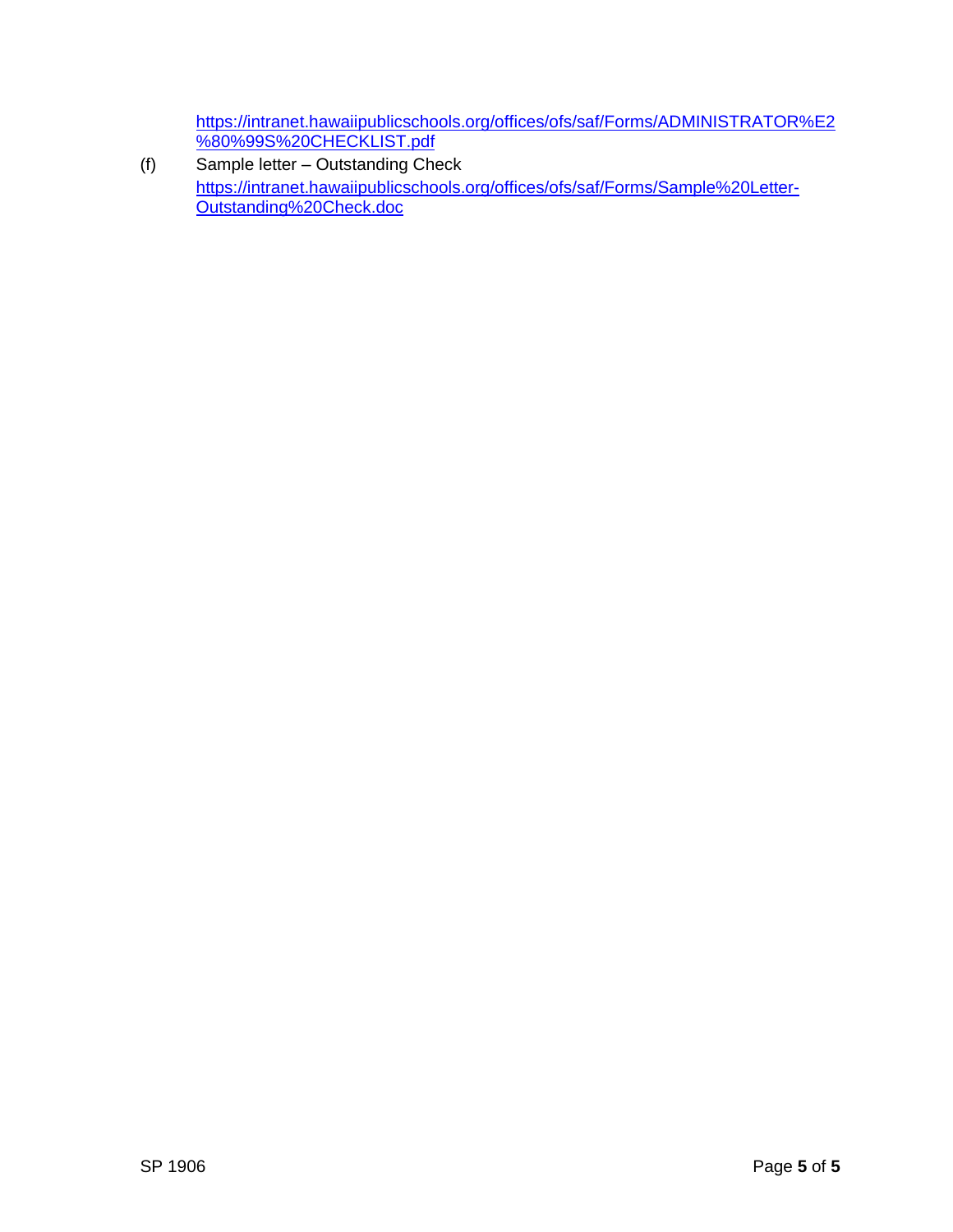https://intranet.hawaiipublicschools.org/offices/ofs/saf/Forms/ADMINISTRATOR%E2%80%99S%20CHECKLIST.pdf

(f) Sample letter – Outstanding Check
https://intranet.hawaiipublicschools.org/offices/ofs/saf/Forms/Sample%20Letter-Outstanding%20Check.doc